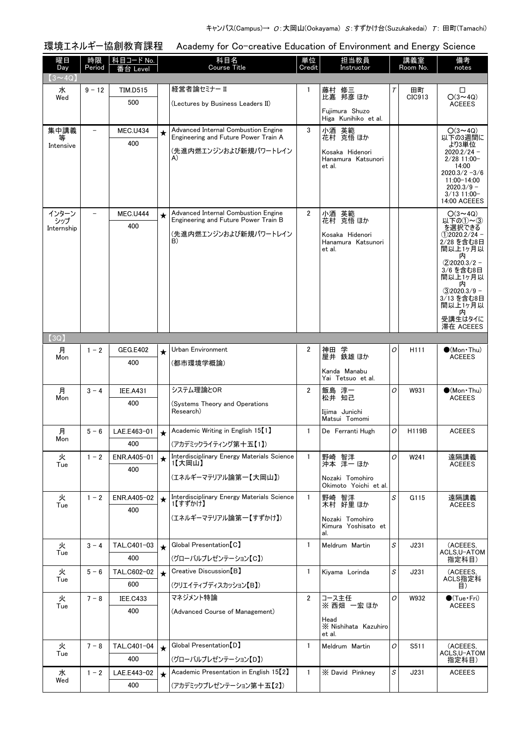キャンパス(Campus)→ O：大岡山(Ookayama) S：すずかけ台(Suzukakedai) T：田町(Tamachi)

## 環境エネルギー協創教育課程　Academy for Co-creative Education of Environment and Energy Science

| 曜日 Day | 時限 Period | 科目コード No. 番台 Level | | 科目名 Course Title | 単位 Credit | 担当教員 Instructor | | 講義室 Room No. | 備考 notes |
|---|---|---|---|---|---|---|---|---|---|
| 【3～4Q】 | | | | | | | | | |
| 水 Wed | 9 - 12 | TIM.D515 500 | | 経営者論セミナー II (Lectures by Business Leaders II) | 1 | 藤村 修三 比嘉 邦彦 ほか Fujimura Shuzo Higa Kunihiko et al. | T | 田町 CIC913 | □ ○(3～4Q) ACEEES |
| 集中講義等 Intensive | - | MEC.U434 400 | ★ | Advanced Internal Combustion Engine Engineering and Future Power Train A (先進内燃エンジンおよび新規パワートレインA) | 3 | 小酒 英範 花村 克悟 ほか Kosaka Hidenori Hanamura Katsunori et al. | | | ○(3～4Q) 以下の3週間により3単位 2020.2/24 - 2/28 11:00-14:00 2020.3/2 -3/6 11:00-14:00 2020.3/9 - 3/13 11:00-14:00 ACEEES |
| インターンシップ Internship | - | MEC.U444 400 | ★ | Advanced Internal Combustion Engine Engineering and Future Power Train B (先進内燃エンジンおよび新規パワートレインB) | 2 | 小酒 英範 花村 克悟 ほか Kosaka Hidenori Hanamura Katsunori et al. | | | ○(3～4Q) 以下の①～③を選択できる ①2020.2/24 - 2/28 を含む8日間以上1ヶ月以内 ②2020.3/2 - 3/6 を含む8日間以上1ヶ月以内 ③2020.3/9 - 3/13 を含む8日間以上1ヶ月以内 受講生はタイに滞在 ACEEES |
| 【3Q】 | | | | | | | | | |
| 月 Mon | 1 - 2 | GEG.E402 400 | ★ | Urban Environment (都市環境学概論) | 2 | 神田 学 屋井 鉄雄 ほか Kanda Manabu Yai Tetsuo et al. | O | H111 | ●(Mon・Thu) ACEEES |
| 月 Mon | 3 - 4 | IEE.A431 400 | | システム理論とOR (Systems Theory and Operations Research) | 2 | 飯島 淳一 松井 知己 Iijima Junichi Matsui Tomomi | O | W931 | ●(Mon・Thu) ACEEES |
| 月 Mon | 5 - 6 | LAE.E463-01 400 | ★ | Academic Writing in English 15【1】 (アカデミックライティング第十五【1】) | 1 | De Ferranti Hugh | O | H119B | ACEEES |
| 火 Tue | 1 - 2 | ENR.A405-01 400 | ★ | Interdisciplinary Energy Materials Science 1【大岡山】 (エネルギーマテリアル論第一【大岡山】) | 1 | 野崎 智洋 沖本 洋一 ほか Nozaki Tomohiro Okimoto Yoichi et al. | O | W241 | 遠隔講義 ACEEES |
| 火 Tue | 1 - 2 | ENR.A405-02 400 | ★ | Interdisciplinary Energy Materials Science 1【すずかけ】 (エネルギーマテリアル論第一【すずかけ】) | 1 | 野崎 智洋 木村 好里 ほか Nozaki Tomohiro Kimura Yoshisato et al. | S | G115 | 遠隔講義 ACEEES |
| 火 Tue | 3 - 4 | TAL.C401-03 400 | ★ | Global Presentation【C】 (グローバルプレゼンテーション【C】) | 1 | Meldrum Martin | S | J231 | (ACEEES, ACLS,U-ATOM 指定科目) |
| 火 Tue | 5 - 6 | TAL.C602-02 600 | ★ | Creative Discussion【B】 (クリエイティブディスカッション【B】) | 1 | Kiyama Lorinda | S | J231 | (ACEEES, ACLS指定科目) |
| 火 Tue | 7 - 8 | IEE.C433 400 | | マネジメント特論 (Advanced Course of Management) | 2 | コース主任 ※ 西畑 一宏 ほか Head ※ Nishihata Kazuhiro et al. | O | W932 | ●(Tue・Fri) ACEEES |
| 火 Tue | 7 - 8 | TAL.C401-04 400 | ★ | Global Presentation【D】 (グローバルプレゼンテーション【D】) | 1 | Meldrum Martin | O | S511 | (ACEEES, ACLS,U-ATOM 指定科目) |
| 水 Wed | 1 - 2 | LAE.E443-02 400 | ★ | Academic Presentation in English 15【2】 (アカデミックプレゼンテーション第十五【2】) | 1 | ※ David Pinkney | S | J231 | ACEEES |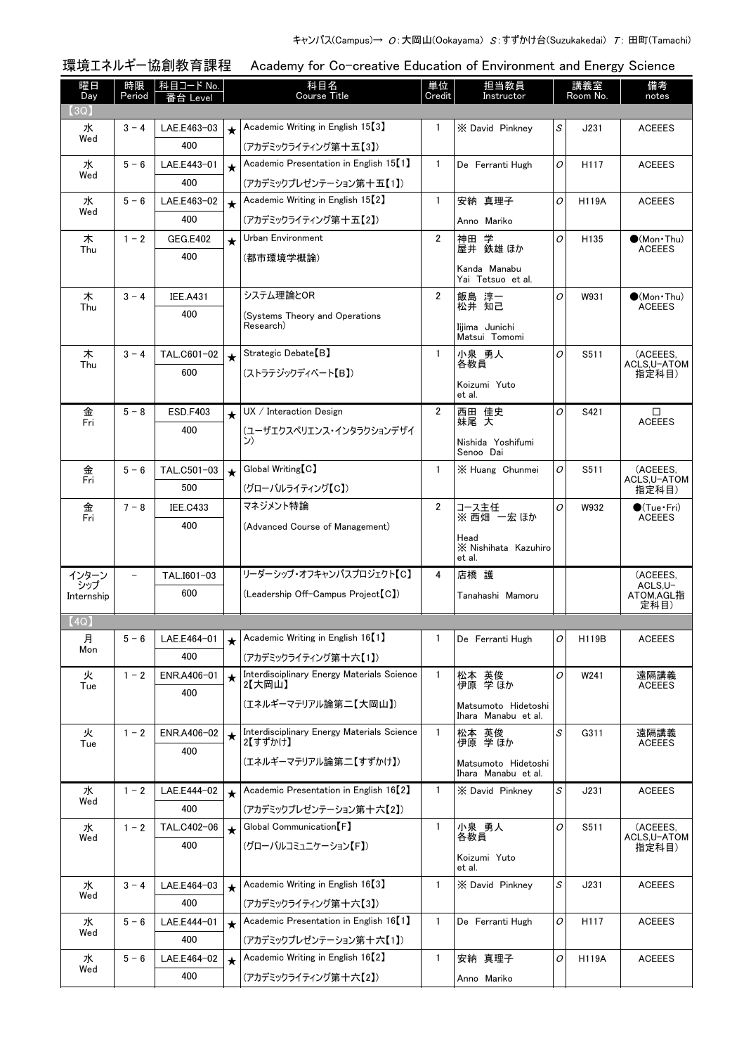キャンパス(Campus)→ O:大岡山(Ookayama) S:すずかけ台(Suzukakedai) T: 田町(Tamachi)

## 環境エネルギー協創教育課程　Academy for Co-creative Education of Environment and Energy Science

| 曜日 Day | 時限 Period | 科目コード No. 番台 Level | | 科目名 Course Title | 単位 Credit | 担当教員 Instructor | | 講義室 Room No. | 備考 notes |
|---|---|---|---|---|---|---|---|---|---|
| 【3Q】 | | | | | | | | | |
| 水 Wed | 3－4 | LAE.E463-03 400 | ★ | Academic Writing in English 15【3】 (アカデミックライティング第十五【3】) | 1 | ※ David Pinkney | S | J231 | ACEEES |
| 水 Wed | 5－6 | LAE.E443-01 400 | ★ | Academic Presentation in English 15【1】 (アカデミックプレゼンテーション第十五【1】) | 1 | De Ferranti Hugh | O | H117 | ACEEES |
| 水 Wed | 5－6 | LAE.E463-02 400 | ★ | Academic Writing in English 15【2】 (アカデミックライティング第十五【2】) | 1 | 安納 真理子 Anno Mariko | O | H119A | ACEEES |
| 木 Thu | 1－2 | GEG.E402 400 | ★ | Urban Environment (都市環境学概論) | 2 | 神田 学 屋井 鉄雄 ほか Kanda Manabu Yai Tetsuo et al. | O | H135 | ●(Mon・Thu) ACEEES |
| 木 Thu | 3－4 | IEE.A431 400 | | システム理論とOR (Systems Theory and Operations Research) | 2 | 飯島 淳一 松井 知己 Iijima Junichi Matsui Tomomi | O | W931 | ●(Mon・Thu) ACEEES |
| 木 Thu | 3－4 | TAL.C601-02 600 | ★ | Strategic Debate【B】 (ストラテジックディベート【B】) | 1 | 小泉 勇人 各教員 Koizumi Yuto et al. | O | S511 | (ACEEES, ACLS,U-ATOM 指定科目) |
| 金 Fri | 5－8 | ESD.F403 400 | ★ | UX / Interaction Design (ユーザエクスペリエンス・インタラクションデザイン) | 2 | 西田 佳史 妹尾 大 Nishida Yoshifumi Senoo Dai | O | S421 | □ ACEEES |
| 金 Fri | 5－6 | TAL.C501-03 500 | ★ | Global Writing【C】 (グローバルライティング【C】) | 1 | ※ Huang Chunmei | O | S511 | (ACEEES, ACLS,U-ATOM 指定科目) |
| 金 Fri | 7－8 | IEE.C433 400 | | マネジメント特論 (Advanced Course of Management) | 2 | コース主任 ※ 西畑 一宏 ほか Head ※ Nishihata Kazuhiro et al. | O | W932 | ●(Tue・Fri) ACEEES |
| インターンシップ Internship | － | TAL.I601-03 600 | | リーダーシップ・オフキャンパスプロジェクト【C】 (Leadership Off-Campus Project【C】) | 4 | 店橋 護 Tanahashi Mamoru | | | (ACEEES, ACLS,U-ATOM,AGL指定科目) |
| 【4Q】 | | | | | | | | | |
| 月 Mon | 5－6 | LAE.E464-01 400 | ★ | Academic Writing in English 16【1】 (アカデミックライティング第十六【1】) | 1 | De Ferranti Hugh | O | H119B | ACEEES |
| 火 Tue | 1－2 | ENR.A406-01 400 | ★ | Interdisciplinary Energy Materials Science 2【大岡山】 (エネルギーマテリアル論第二【大岡山】) | 1 | 松本 英俊 伊原 学 ほか Matsumoto Hidetoshi Ihara Manabu et al. | O | W241 | 遠隔講義 ACEEES |
| 火 Tue | 1－2 | ENR.A406-02 400 | ★ | Interdisciplinary Energy Materials Science 2【すずかけ】 (エネルギーマテリアル論第二【すずかけ】) | 1 | 松本 英俊 伊原 学 ほか Matsumoto Hidetoshi Ihara Manabu et al. | S | G311 | 遠隔講義 ACEEES |
| 水 Wed | 1－2 | LAE.E444-02 400 | ★ | Academic Presentation in English 16【2】 (アカデミックプレゼンテーション第十六【2】) | 1 | ※ David Pinkney | S | J231 | ACEEES |
| 水 Wed | 1－2 | TAL.C402-06 400 | ★ | Global Communication【F】 (グローバルコミュニケーション【F】) | 1 | 小泉 勇人 各教員 Koizumi Yuto et al. | O | S511 | (ACEEES, ACLS,U-ATOM 指定科目) |
| 水 Wed | 3－4 | LAE.E464-03 400 | ★ | Academic Writing in English 16【3】 (アカデミックライティング第十六【3】) | 1 | ※ David Pinkney | S | J231 | ACEEES |
| 水 Wed | 5－6 | LAE.E444-01 400 | ★ | Academic Presentation in English 16【1】 (アカデミックプレゼンテーション第十六【1】) | 1 | De Ferranti Hugh | O | H117 | ACEEES |
| 水 Wed | 5－6 | LAE.E464-02 400 | ★ | Academic Writing in English 16【2】 (アカデミックライティング第十六【2】) | 1 | 安納 真理子 Anno Mariko | O | H119A | ACEEES |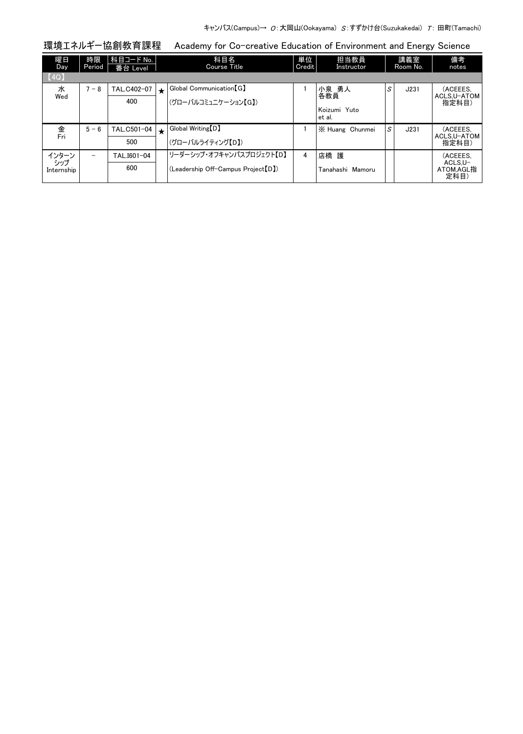キャンパス(Campus)→ O：大岡山(Ookayama) S：すずかけ台(Suzukakedai) T：田町(Tamachi)

## 環境エネルギー協創教育課程　Academy for Co-creative Education of Environment and Energy Science

| 曜日 Day | 時限 Period | 科目コード No. 番台 Level | | 科目名 Course Title | 単位 Credit | 担当教員 Instructor | | 講義室 Room No. | 備考 notes |
|---|---|---|---|---|---|---|---|---|---|
| 【4Q】 | | | | | | | | | |
| 水 Wed | 7 － 8 | TAL.C402-07 400 | ★ | Global Communication【G】 (グローバルコミュニケーション【G】) | 1 | 小泉 勇人 各教員 Koizumi Yuto et al. | S | J231 | (ACEEES, ACLS,U-ATOM 指定科目) |
| 金 Fri | 5 － 6 | TAL.C501-04 500 | ★ | Global Writing【D】 (グローバルライティング【D】) | 1 | ※ Huang Chunmei | S | J231 | (ACEEES, ACLS,U-ATOM 指定科目) |
| インターンシップ Internship | － | TAL.I601-04 600 | | リーダーシップ・オフキャンパスプロジェクト【D】 (Leadership Off-Campus Project【D】) | 4 | 店橋 護 Tanahashi Mamoru | | | (ACEEES, ACLS,U-ATOM,AGL指定科目) |